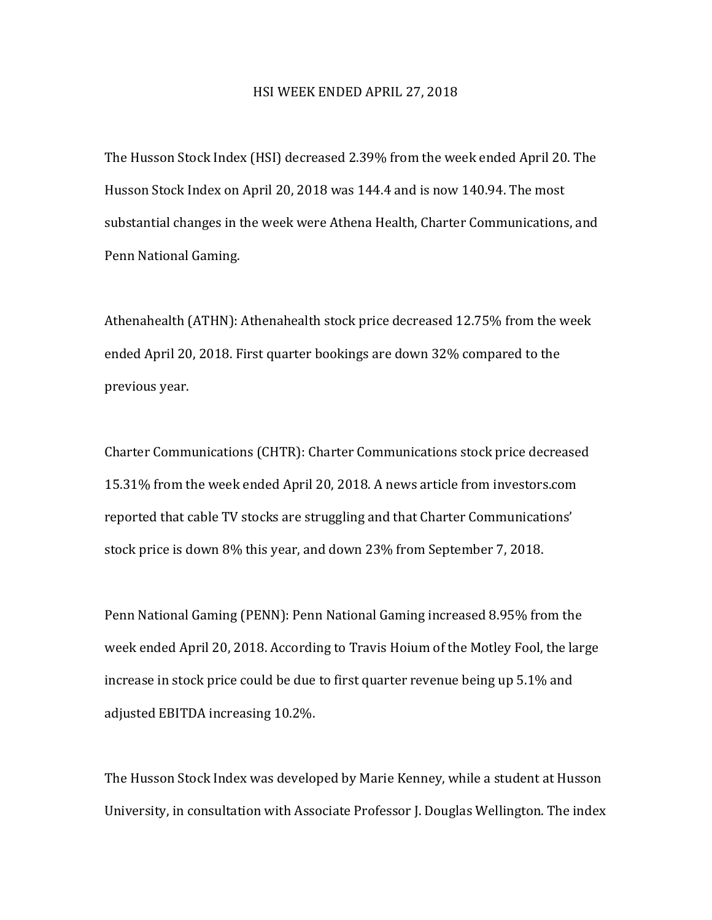# HSI WEEK ENDED APRIL 27, 2018

The Husson Stock Index (HSI) decreased 2.39% from the week ended April 20. The Husson Stock Index on April 20, 2018 was 144.4 and is now 140.94. The most substantial changes in the week were Athena Health, Charter Communications, and Penn National Gaming.

Athenahealth (ATHN): Athenahealth stock price decreased 12.75% from the week ended April 20, 2018. First quarter bookings are down 32% compared to the previous year.

Charter Communications (CHTR): Charter Communications stock price decreased 15.31% from the week ended April 20, 2018. A news article from investors.com reported that cable TV stocks are struggling and that Charter Communications' stock price is down 8% this year, and down 23% from September 7, 2018.

Penn National Gaming (PENN): Penn National Gaming increased 8.95% from the week ended April 20, 2018. According to Travis Hoium of the Motley Fool, the large increase in stock price could be due to first quarter revenue being up 5.1% and adjusted EBITDA increasing 10.2%.

The Husson Stock Index was developed by Marie Kenney, while a student at Husson University, in consultation with Associate Professor J. Douglas Wellington. The index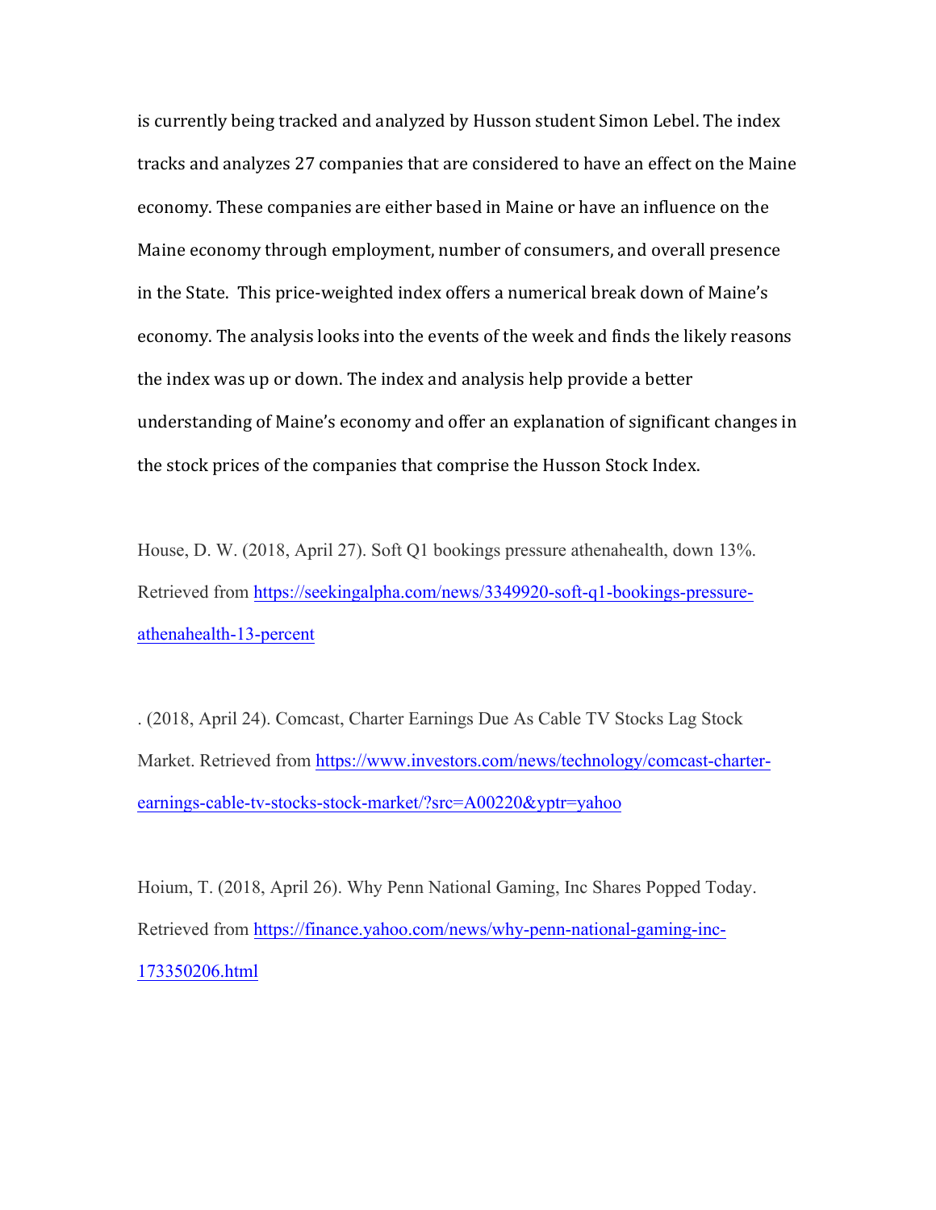is currently being tracked and analyzed by Husson student Simon Lebel. The index tracks and analyzes 27 companies that are considered to have an effect on the Maine economy. These companies are either based in Maine or have an influence on the Maine economy through employment, number of consumers, and overall presence in the State. This price-weighted index offers a numerical break down of Maine's economy. The analysis looks into the events of the week and finds the likely reasons the index was up or down. The index and analysis help provide a better understanding of Maine's economy and offer an explanation of significant changes in the stock prices of the companies that comprise the Husson Stock Index.

House, D. W. (2018, April 27). Soft Q1 bookings pressure athenahealth, down 13%. Retrieved from https://seekingalpha.com/news/3349920-soft-q1-bookings-pressure-athenahealth-13-percent

. (2018, April 24). Comcast, Charter Earnings Due As Cable TV Stocks Lag Stock Market. Retrieved from https://www.investors.com/news/technology/comcast-charter-earnings-cable-tv-stocks-stock-market/?src=A00220&yptr=yahoo

Hoium, T. (2018, April 26). Why Penn National Gaming, Inc Shares Popped Today. Retrieved from https://finance.yahoo.com/news/why-penn-national-gaming-inc-173350206.html